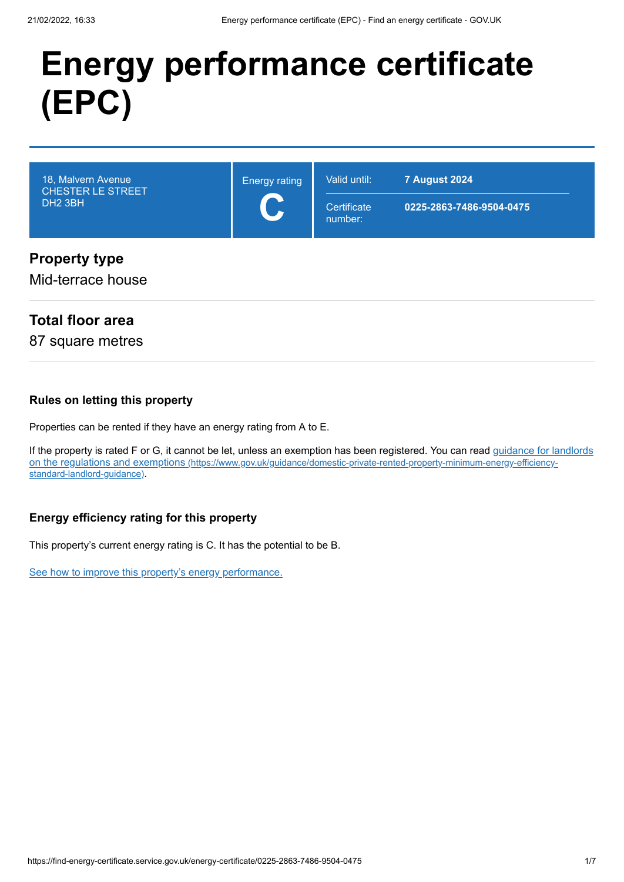# Energy performance certificate (EPC)

| 18, Malvern Avenue CHESTER LE STREET DH2 3BH | Energy rating **C** | Valid until: **7 August 2024** Certificate number: **0225-2863-7486-9504-0475** |
| --- | --- | --- |

## Property type

Mid-terrace house

## Total floor area

87 square metres

### Rules on letting this property

Properties can be rented if they have an energy rating from A to E.

If the property is rated F or G, it cannot be let, unless an exemption has been registered. You can read [guidance for landlords on the regulations and exemptions](https://www.gov.uk/guidance/domestic-private-rented-property-minimum-energy-efficiency-standard-landlord-guidance) (https://www.gov.uk/guidance/domestic-private-rented-property-minimum-energy-efficiency-standard-landlord-guidance).

### Energy efficiency rating for this property

This property's current energy rating is C. It has the potential to be B.

See how to improve this property's energy performance.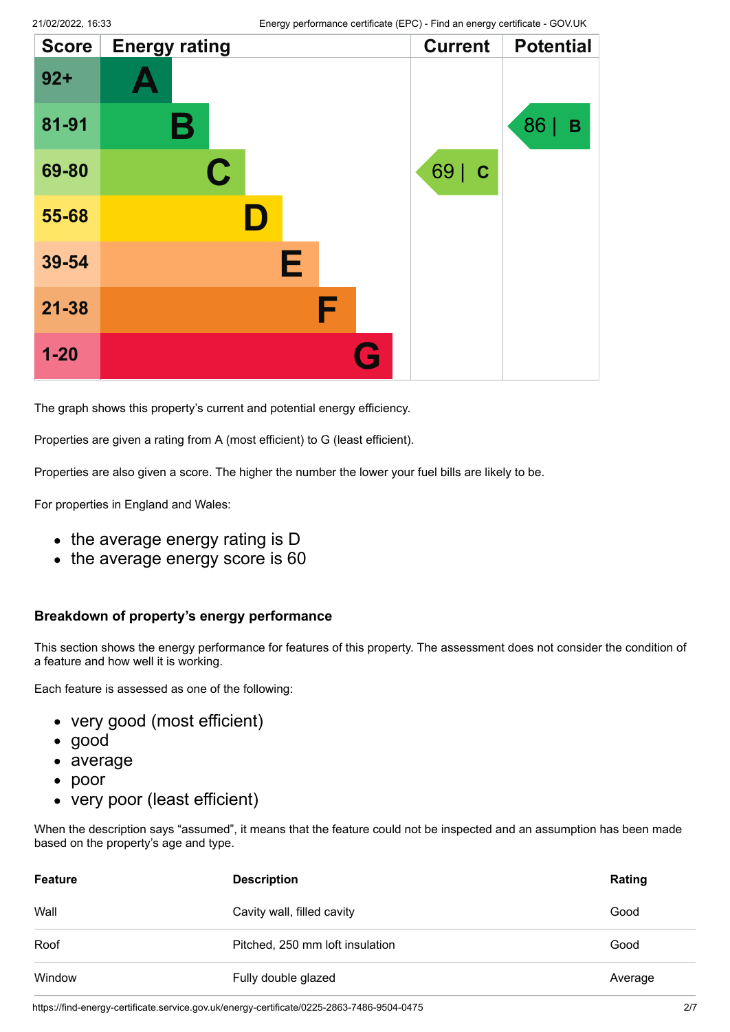| Score | Energy rating | Current | Potential |
|---|---|---|---|
| 92+ | A | | |
| 81-91 | B | | 86 \| B |
| 69-80 | C | 69 \| C | |
| 55-68 | D | | |
| 39-54 | E | | |
| 21-38 | F | | |
| 1-20 | G | | |

The graph shows this property's current and potential energy efficiency.

Properties are given a rating from A (most efficient) to G (least efficient).

Properties are also given a score. The higher the number the lower your fuel bills are likely to be.

For properties in England and Wales:

- the average energy rating is D
- the average energy score is 60

### Breakdown of property's energy performance

This section shows the energy performance for features of this property. The assessment does not consider the condition of a feature and how well it is working.

Each feature is assessed as one of the following:

- very good (most efficient)
- good
- average
- poor
- very poor (least efficient)

When the description says "assumed", it means that the feature could not be inspected and an assumption has been made based on the property's age and type.

| Feature | Description | Rating |
|---|---|---|
| Wall | Cavity wall, filled cavity | Good |
| Roof | Pitched, 250 mm loft insulation | Good |
| Window | Fully double glazed | Average |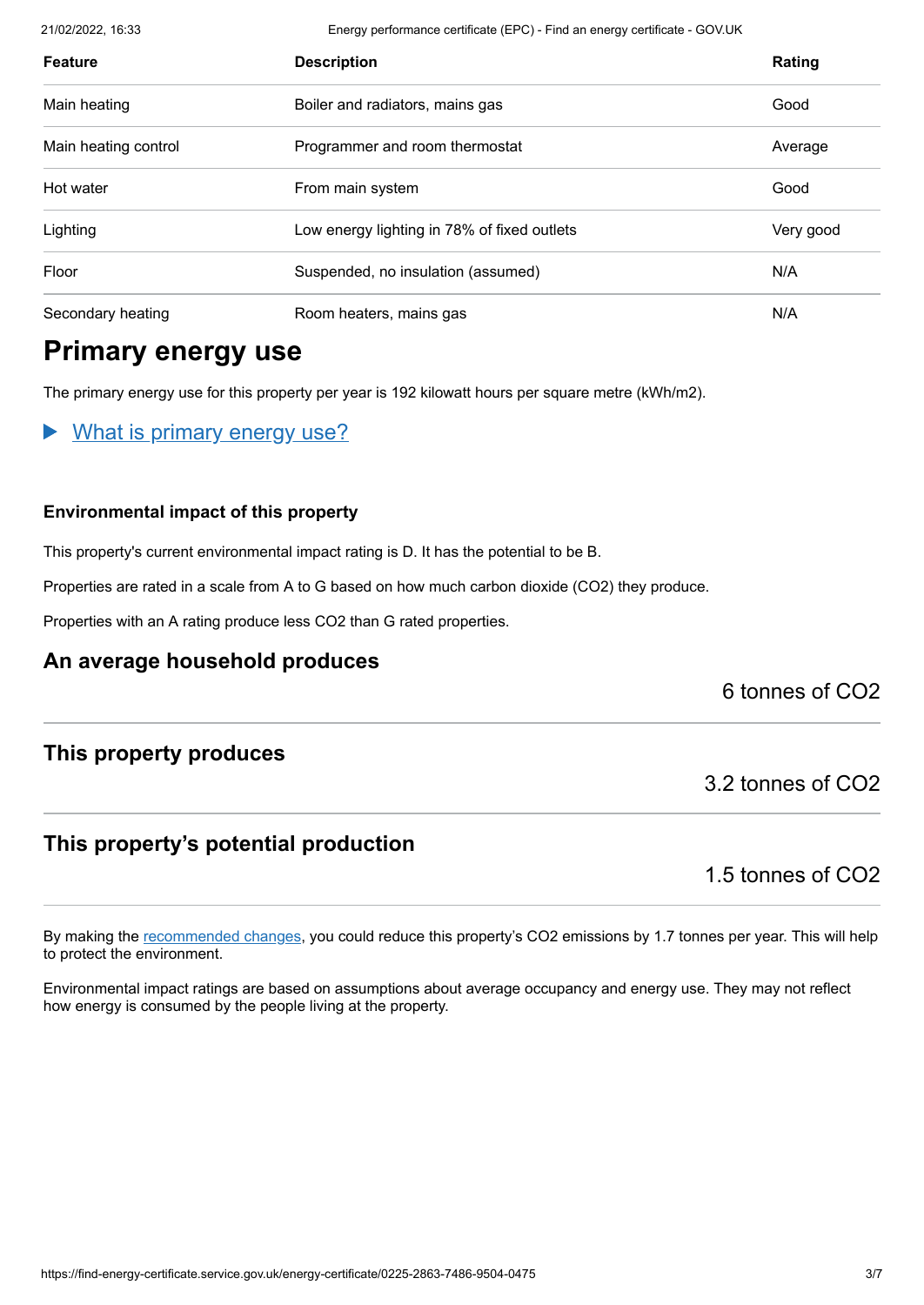| Feature | Description | Rating |
|---|---|---|
| Main heating | Boiler and radiators, mains gas | Good |
| Main heating control | Programmer and room thermostat | Average |
| Hot water | From main system | Good |
| Lighting | Low energy lighting in 78% of fixed outlets | Very good |
| Floor | Suspended, no insulation (assumed) | N/A |
| Secondary heating | Room heaters, mains gas | N/A |

## Primary energy use

The primary energy use for this property per year is 192 kilowatt hours per square metre (kWh/m2).

▶ What is primary energy use?

### Environmental impact of this property

This property's current environmental impact rating is D. It has the potential to be B.

Properties are rated in a scale from A to G based on how much carbon dioxide ($CO_2$) they produce.

Properties with an A rating produce less $CO_2$ than G rated properties.

### An average household produces

6 tonnes of $CO_2$

### This property produces

3.2 tonnes of $CO_2$

### This property’s potential production

1.5 tonnes of $CO_2$

By making the recommended changes, you could reduce this property’s $CO_2$ emissions by 1.7 tonnes per year. This will help to protect the environment.

Environmental impact ratings are based on assumptions about average occupancy and energy use. They may not reflect how energy is consumed by the people living at the property.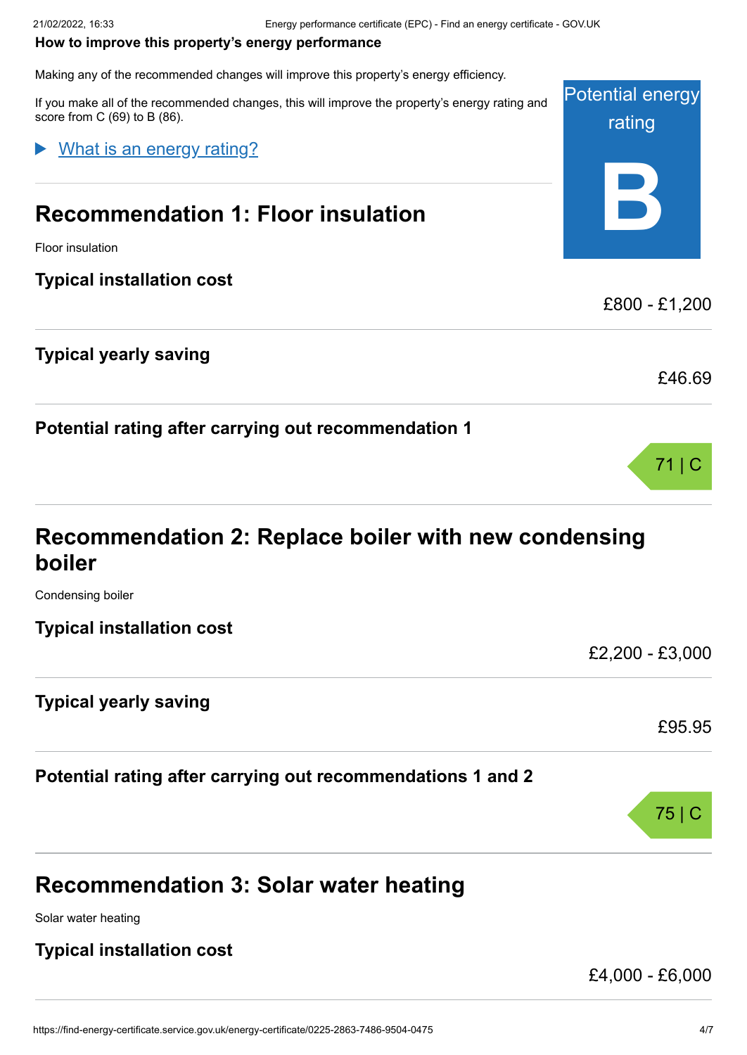**How to improve this property's energy performance**

Making any of the recommended changes will improve this property's energy efficiency.

If you make all of the recommended changes, this will improve the property's energy rating and score from C (69) to B (86).

Potential energy rating

**B**

▶ What is an energy rating?

## Recommendation 1: Floor insulation

Floor insulation

### Typical installation cost

£800 - £1,200

### Typical yearly saving

£46.69

### Potential rating after carrying out recommendation 1

71 | C

## Recommendation 2: Replace boiler with new condensing boiler

Condensing boiler

### Typical installation cost

£2,200 - £3,000

### Typical yearly saving

£95.95

### Potential rating after carrying out recommendations 1 and 2

75 | C

## Recommendation 3: Solar water heating

Solar water heating

### Typical installation cost

£4,000 - £6,000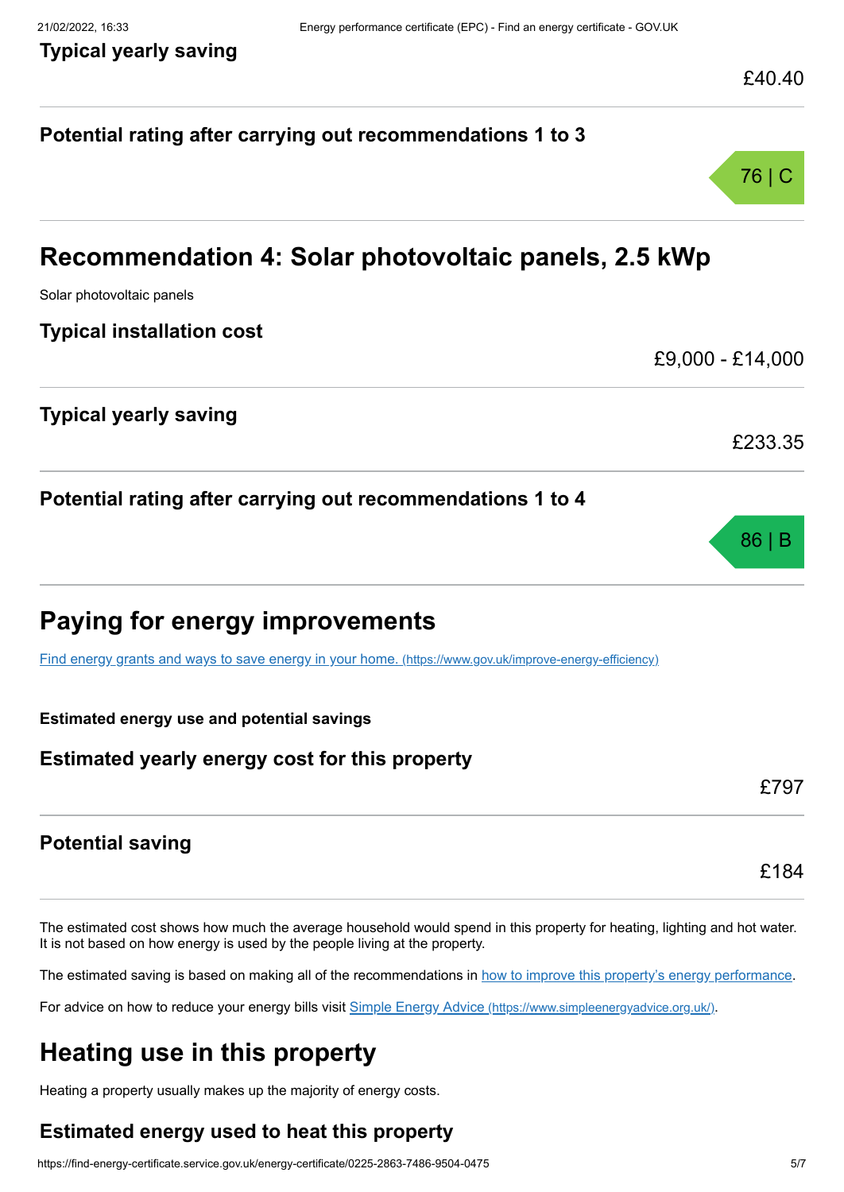### Typical yearly saving

£40.40

### Potential rating after carrying out recommendations 1 to 3

76 | C

## Recommendation 4: Solar photovoltaic panels, 2.5 kWp

Solar photovoltaic panels

### Typical installation cost

£9,000 - £14,000

### Typical yearly saving

£233.35

### Potential rating after carrying out recommendations 1 to 4

86 | B

## Paying for energy improvements

[Find energy grants and ways to save energy in your home. (https://www.gov.uk/improve-energy-efficiency)](https://www.gov.uk/improve-energy-efficiency)

**Estimated energy use and potential savings**

### Estimated yearly energy cost for this property

£797

### Potential saving

£184

The estimated cost shows how much the average household would spend in this property for heating, lighting and hot water. It is not based on how energy is used by the people living at the property.

The estimated saving is based on making all of the recommendations in how to improve this property's energy performance.

For advice on how to reduce your energy bills visit [Simple Energy Advice (https://www.simpleenergyadvice.org.uk/)](https://www.simpleenergyadvice.org.uk/).

## Heating use in this property

Heating a property usually makes up the majority of energy costs.

### Estimated energy used to heat this property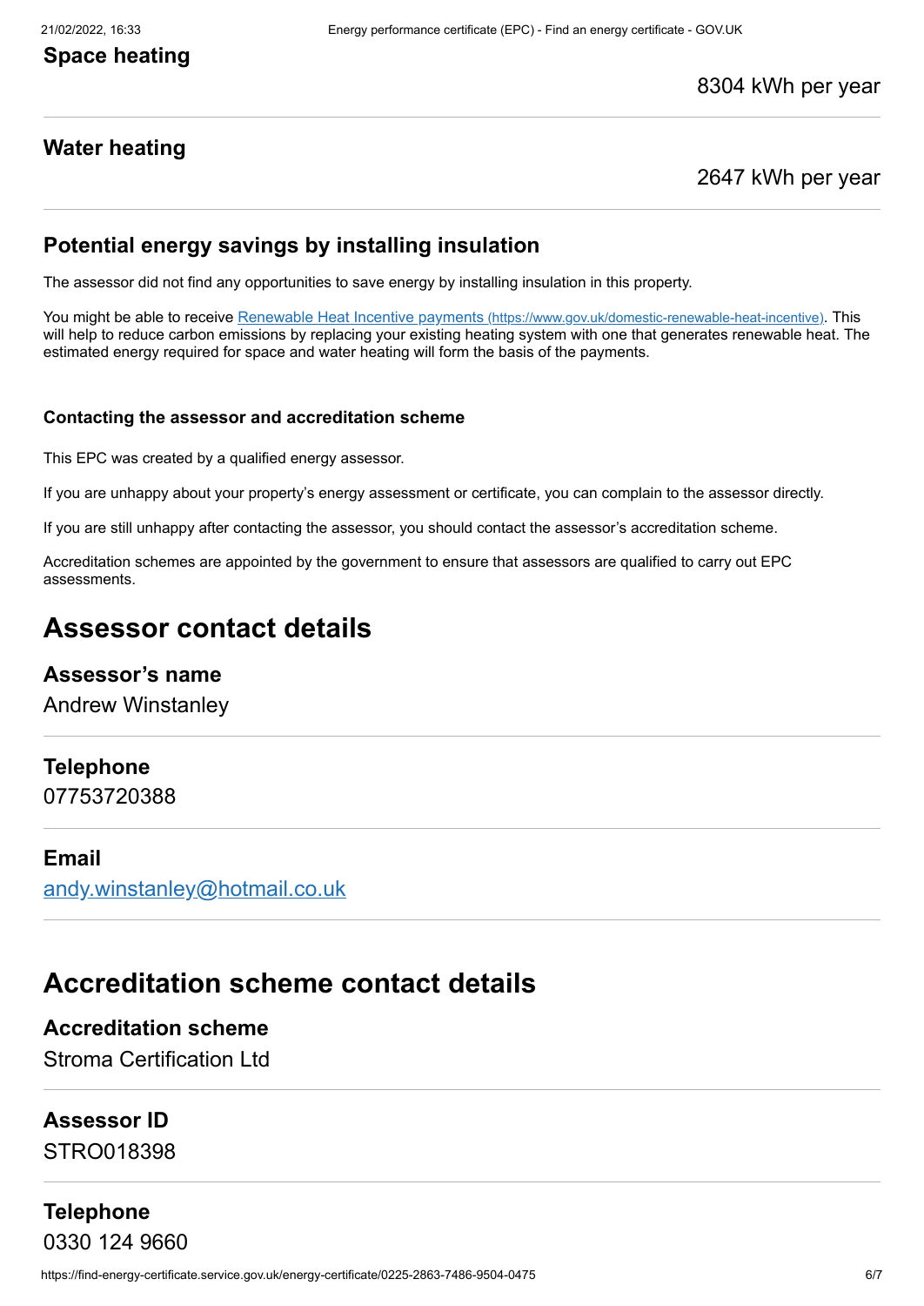### Space heating

8304 kWh per year

### Water heating

2647 kWh per year

### Potential energy savings by installing insulation

The assessor did not find any opportunities to save energy by installing insulation in this property.

You might be able to receive [Renewable Heat Incentive payments (https://www.gov.uk/domestic-renewable-heat-incentive)](https://www.gov.uk/domestic-renewable-heat-incentive). This will help to reduce carbon emissions by replacing your existing heating system with one that generates renewable heat. The estimated energy required for space and water heating will form the basis of the payments.

#### Contacting the assessor and accreditation scheme

This EPC was created by a qualified energy assessor.

If you are unhappy about your property's energy assessment or certificate, you can complain to the assessor directly.

If you are still unhappy after contacting the assessor, you should contact the assessor's accreditation scheme.

Accreditation schemes are appointed by the government to ensure that assessors are qualified to carry out EPC assessments.

## Assessor contact details

### Assessor's name

Andrew Winstanley

### Telephone

07753720388

### Email

[andy.winstanley@hotmail.co.uk](mailto:andy.winstanley@hotmail.co.uk)

## Accreditation scheme contact details

### Accreditation scheme

Stroma Certification Ltd

### Assessor ID

STRO018398

### Telephone

0330 124 9660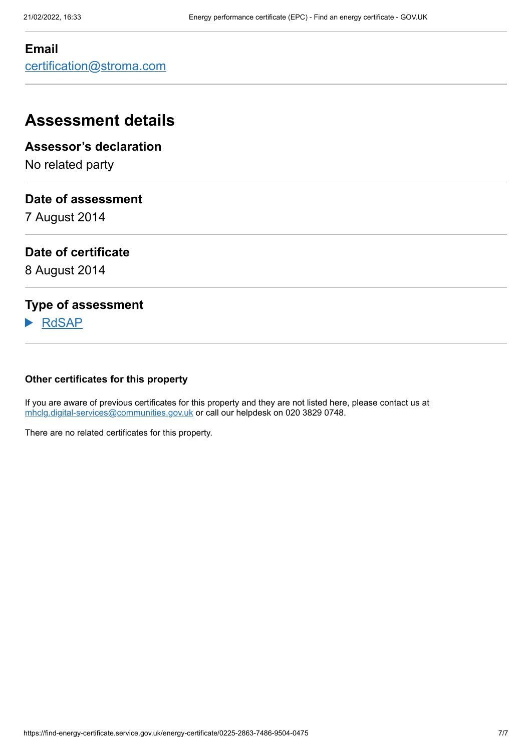**Email**
certification@stroma.com

## Assessment details

### Assessor's declaration

No related party

### Date of assessment

7 August 2014

### Date of certificate

8 August 2014

### Type of assessment

▶ RdSAP

**Other certificates for this property**

If you are aware of previous certificates for this property and they are not listed here, please contact us at mhclg.digital-services@communities.gov.uk or call our helpdesk on 020 3829 0748.

There are no related certificates for this property.